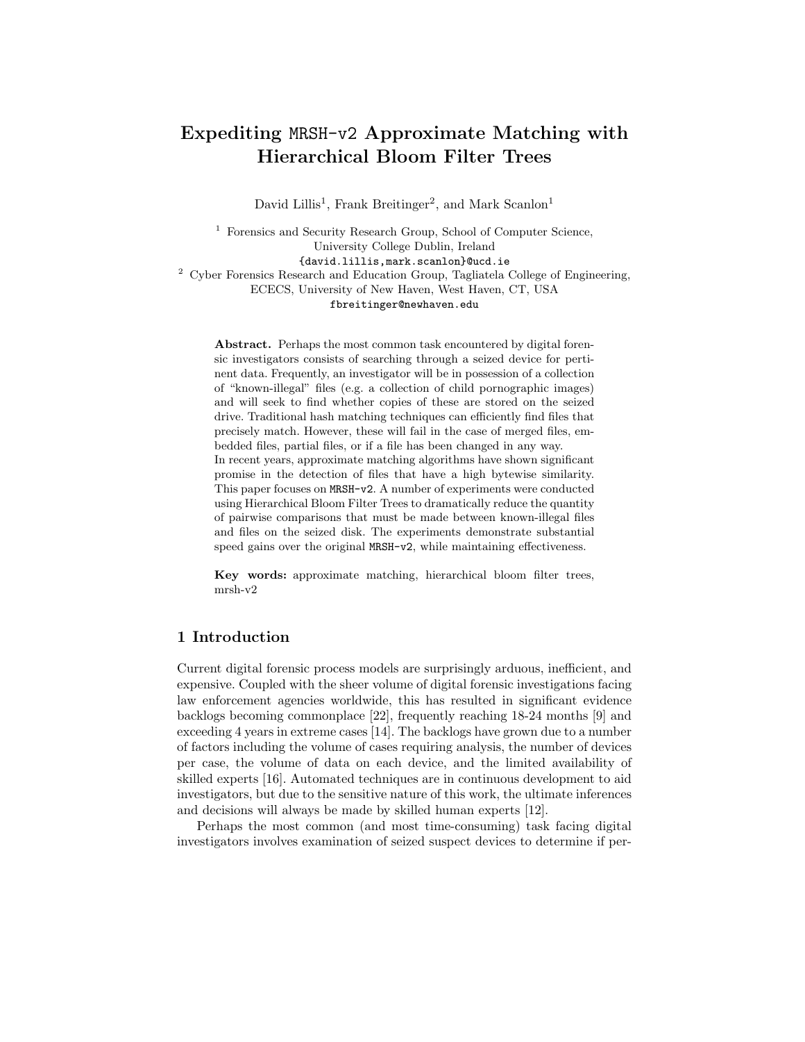# Expediting MRSH-v2 Approximate Matching with Hierarchical Bloom Filter Trees

David Lillis[1], Frank Breitinger[2], and Mark Scanlon[1]

[1] Forensics and Security Research Group, School of Computer Science, University College Dublin, Ireland
{david.lillis,mark.scanlon}@ucd.ie

[2] Cyber Forensics Research and Education Group, Tagliatela College of Engineering, ECECS, University of New Haven, West Haven, CT, USA
fbreitinger@newhaven.edu

**Abstract.** Perhaps the most common task encountered by digital forensic investigators consists of searching through a seized device for pertinent data. Frequently, an investigator will be in possession of a collection of "known-illegal" files (e.g. a collection of child pornographic images) and will seek to find whether copies of these are stored on the seized drive. Traditional hash matching techniques can efficiently find files that precisely match. However, these will fail in the case of merged files, embedded files, partial files, or if a file has been changed in any way.
In recent years, approximate matching algorithms have shown significant promise in the detection of files that have a high bytewise similarity. This paper focuses on MRSH-v2. A number of experiments were conducted using Hierarchical Bloom Filter Trees to dramatically reduce the quantity of pairwise comparisons that must be made between known-illegal files and files on the seized disk. The experiments demonstrate substantial speed gains over the original MRSH-v2, while maintaining effectiveness.

**Key words:** approximate matching, hierarchical bloom filter trees, mrsh-v2

## 1 Introduction

Current digital forensic process models are surprisingly arduous, inefficient, and expensive. Coupled with the sheer volume of digital forensic investigations facing law enforcement agencies worldwide, this has resulted in significant evidence backlogs becoming commonplace [22], frequently reaching 18-24 months [9] and exceeding 4 years in extreme cases [14]. The backlogs have grown due to a number of factors including the volume of cases requiring analysis, the number of devices per case, the volume of data on each device, and the limited availability of skilled experts [16]. Automated techniques are in continuous development to aid investigators, but due to the sensitive nature of this work, the ultimate inferences and decisions will always be made by skilled human experts [12].

Perhaps the most common (and most time-consuming) task facing digital investigators involves examination of seized suspect devices to determine if per-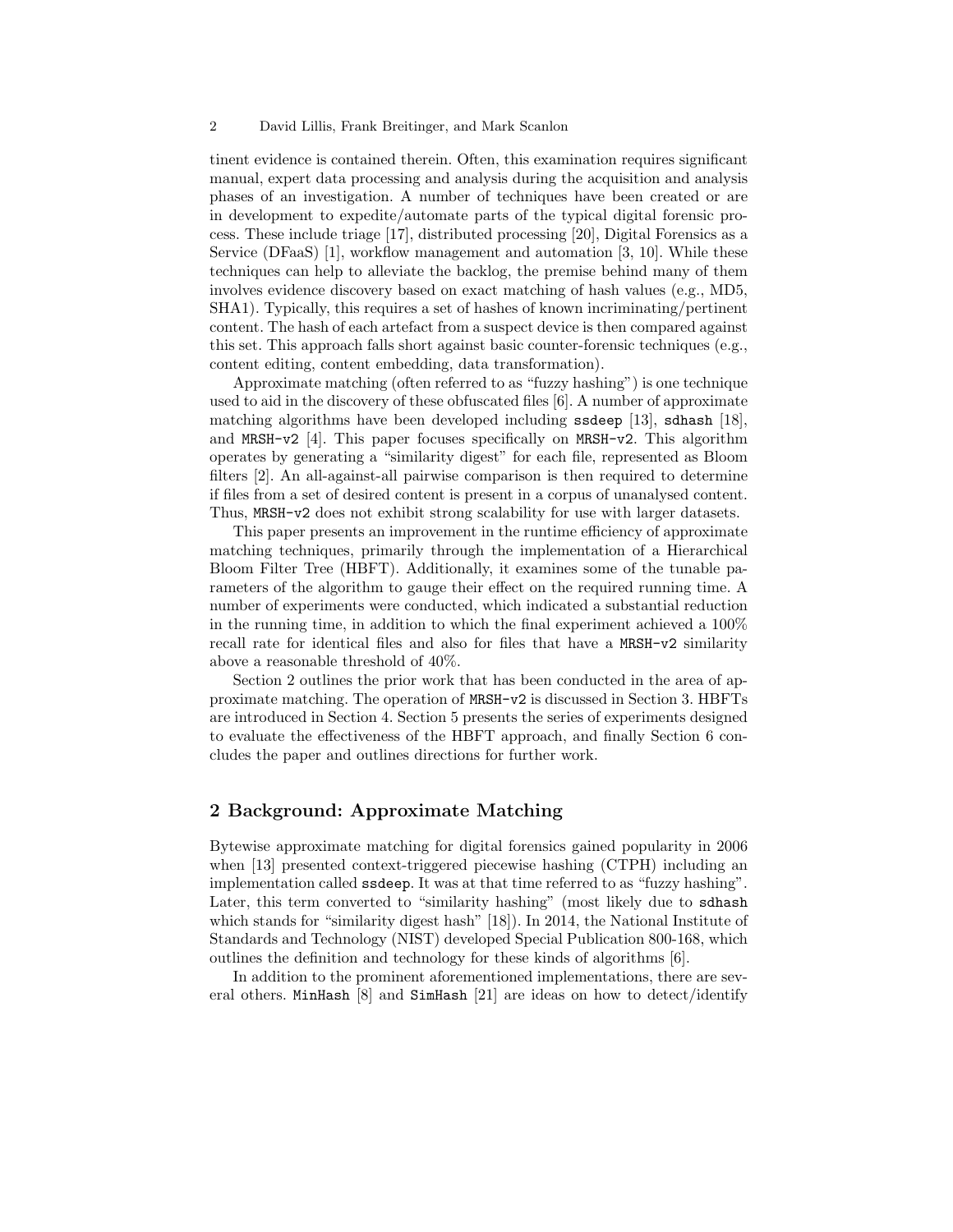tinent evidence is contained therein. Often, this examination requires significant manual, expert data processing and analysis during the acquisition and analysis phases of an investigation. A number of techniques have been created or are in development to expedite/automate parts of the typical digital forensic process. These include triage [17], distributed processing [20], Digital Forensics as a Service (DFaaS) [1], workflow management and automation [3, 10]. While these techniques can help to alleviate the backlog, the premise behind many of them involves evidence discovery based on exact matching of hash values (e.g., MD5, SHA1). Typically, this requires a set of hashes of known incriminating/pertinent content. The hash of each artefact from a suspect device is then compared against this set. This approach falls short against basic counter-forensic techniques (e.g., content editing, content embedding, data transformation).

Approximate matching (often referred to as "fuzzy hashing") is one technique used to aid in the discovery of these obfuscated files [6]. A number of approximate matching algorithms have been developed including `ssdeep` [13], `sdhash` [18], and `MRSH-v2` [4]. This paper focuses specifically on `MRSH-v2`. This algorithm operates by generating a "similarity digest" for each file, represented as Bloom filters [2]. An all-against-all pairwise comparison is then required to determine if files from a set of desired content is present in a corpus of unanalysed content. Thus, `MRSH-v2` does not exhibit strong scalability for use with larger datasets.

This paper presents an improvement in the runtime efficiency of approximate matching techniques, primarily through the implementation of a Hierarchical Bloom Filter Tree (HBFT). Additionally, it examines some of the tunable parameters of the algorithm to gauge their effect on the required running time. A number of experiments were conducted, which indicated a substantial reduction in the running time, in addition to which the final experiment achieved a 100% recall rate for identical files and also for files that have a `MRSH-v2` similarity above a reasonable threshold of 40%.

Section 2 outlines the prior work that has been conducted in the area of approximate matching. The operation of `MRSH-v2` is discussed in Section 3. HBFTs are introduced in Section 4. Section 5 presents the series of experiments designed to evaluate the effectiveness of the HBFT approach, and finally Section 6 concludes the paper and outlines directions for further work.

## 2 Background: Approximate Matching

Bytewise approximate matching for digital forensics gained popularity in 2006 when [13] presented context-triggered piecewise hashing (CTPH) including an implementation called `ssdeep`. It was at that time referred to as "fuzzy hashing". Later, this term converted to "similarity hashing" (most likely due to `sdhash` which stands for "similarity digest hash" [18]). In 2014, the National Institute of Standards and Technology (NIST) developed Special Publication 800-168, which outlines the definition and technology for these kinds of algorithms [6].

In addition to the prominent aforementioned implementations, there are several others. `MinHash` [8] and `SimHash` [21] are ideas on how to detect/identify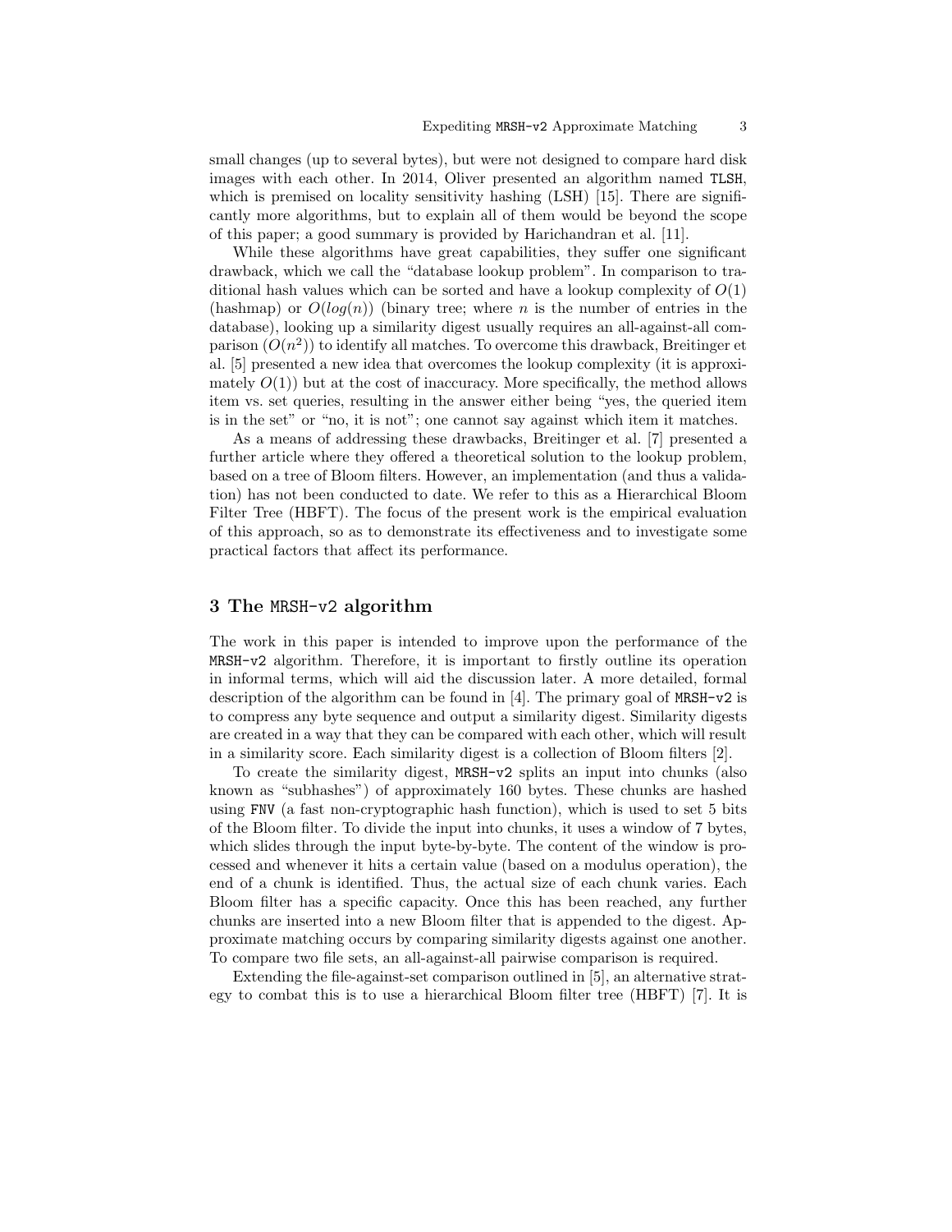small changes (up to several bytes), but were not designed to compare hard disk images with each other. In 2014, Oliver presented an algorithm named `TLSH`, which is premised on locality sensitivity hashing (LSH) [15]. There are significantly more algorithms, but to explain all of them would be beyond the scope of this paper; a good summary is provided by Harichandran et al. [11].

While these algorithms have great capabilities, they suffer one significant drawback, which we call the "database lookup problem". In comparison to traditional hash values which can be sorted and have a lookup complexity of $O(1)$ (hashmap) or $O(log(n))$ (binary tree; where $n$ is the number of entries in the database), looking up a similarity digest usually requires an all-against-all comparison ($O(n^2)$) to identify all matches. To overcome this drawback, Breitinger et al. [5] presented a new idea that overcomes the lookup complexity (it is approximately $O(1)$) but at the cost of inaccuracy. More specifically, the method allows item vs. set queries, resulting in the answer either being "yes, the queried item is in the set" or "no, it is not"; one cannot say against which item it matches.

As a means of addressing these drawbacks, Breitinger et al. [7] presented a further article where they offered a theoretical solution to the lookup problem, based on a tree of Bloom filters. However, an implementation (and thus a validation) has not been conducted to date. We refer to this as a Hierarchical Bloom Filter Tree (HBFT). The focus of the present work is the empirical evaluation of this approach, so as to demonstrate its effectiveness and to investigate some practical factors that affect its performance.

# 3 The `MRSH-v2` algorithm

The work in this paper is intended to improve upon the performance of the `MRSH-v2` algorithm. Therefore, it is important to firstly outline its operation in informal terms, which will aid the discussion later. A more detailed, formal description of the algorithm can be found in [4]. The primary goal of `MRSH-v2` is to compress any byte sequence and output a similarity digest. Similarity digests are created in a way that they can be compared with each other, which will result in a similarity score. Each similarity digest is a collection of Bloom filters [2].

To create the similarity digest, `MRSH-v2` splits an input into chunks (also known as "subhashes") of approximately 160 bytes. These chunks are hashed using `FNV` (a fast non-cryptographic hash function), which is used to set 5 bits of the Bloom filter. To divide the input into chunks, it uses a window of 7 bytes, which slides through the input byte-by-byte. The content of the window is processed and whenever it hits a certain value (based on a modulus operation), the end of a chunk is identified. Thus, the actual size of each chunk varies. Each Bloom filter has a specific capacity. Once this has been reached, any further chunks are inserted into a new Bloom filter that is appended to the digest. Approximate matching occurs by comparing similarity digests against one another. To compare two file sets, an all-against-all pairwise comparison is required.

Extending the file-against-set comparison outlined in [5], an alternative strategy to combat this is to use a hierarchical Bloom filter tree (HBFT) [7]. It is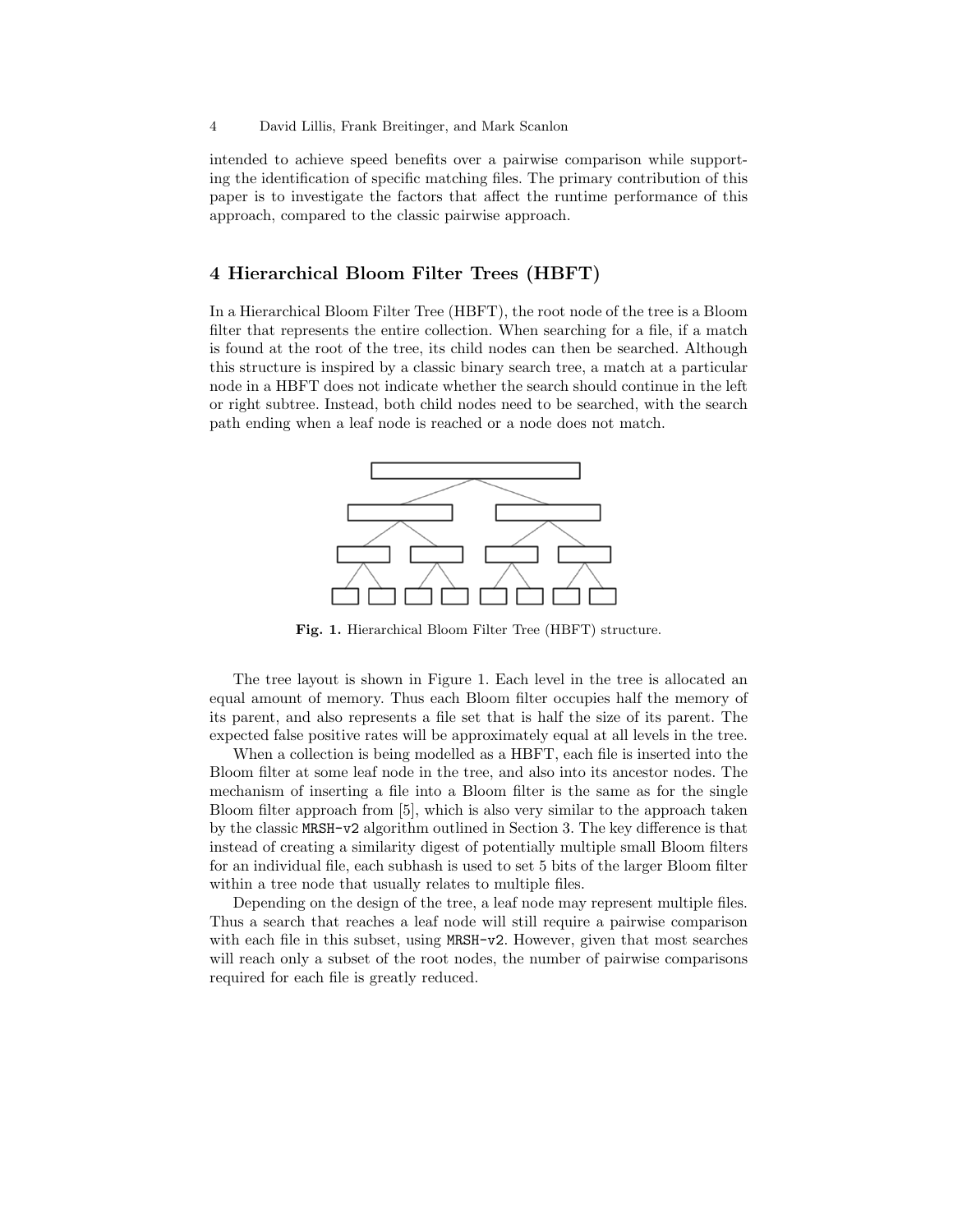intended to achieve speed benefits over a pairwise comparison while supporting the identification of specific matching files. The primary contribution of this paper is to investigate the factors that affect the runtime performance of this approach, compared to the classic pairwise approach.

# 4 Hierarchical Bloom Filter Trees (HBFT)

In a Hierarchical Bloom Filter Tree (HBFT), the root node of the tree is a Bloom filter that represents the entire collection. When searching for a file, if a match is found at the root of the tree, its child nodes can then be searched. Although this structure is inspired by a classic binary search tree, a match at a particular node in a HBFT does not indicate whether the search should continue in the left or right subtree. Instead, both child nodes need to be searched, with the search path ending when a leaf node is reached or a node does not match.

**Fig. 1.** Hierarchical Bloom Filter Tree (HBFT) structure.

The tree layout is shown in Figure 1. Each level in the tree is allocated an equal amount of memory. Thus each Bloom filter occupies half the memory of its parent, and also represents a file set that is half the size of its parent. The expected false positive rates will be approximately equal at all levels in the tree.

When a collection is being modelled as a HBFT, each file is inserted into the Bloom filter at some leaf node in the tree, and also into its ancestor nodes. The mechanism of inserting a file into a Bloom filter is the same as for the single Bloom filter approach from [5], which is also very similar to the approach taken by the classic `MRSH-v2` algorithm outlined in Section 3. The key difference is that instead of creating a similarity digest of potentially multiple small Bloom filters for an individual file, each subhash is used to set 5 bits of the larger Bloom filter within a tree node that usually relates to multiple files.

Depending on the design of the tree, a leaf node may represent multiple files. Thus a search that reaches a leaf node will still require a pairwise comparison with each file in this subset, using `MRSH-v2`. However, given that most searches will reach only a subset of the root nodes, the number of pairwise comparisons required for each file is greatly reduced.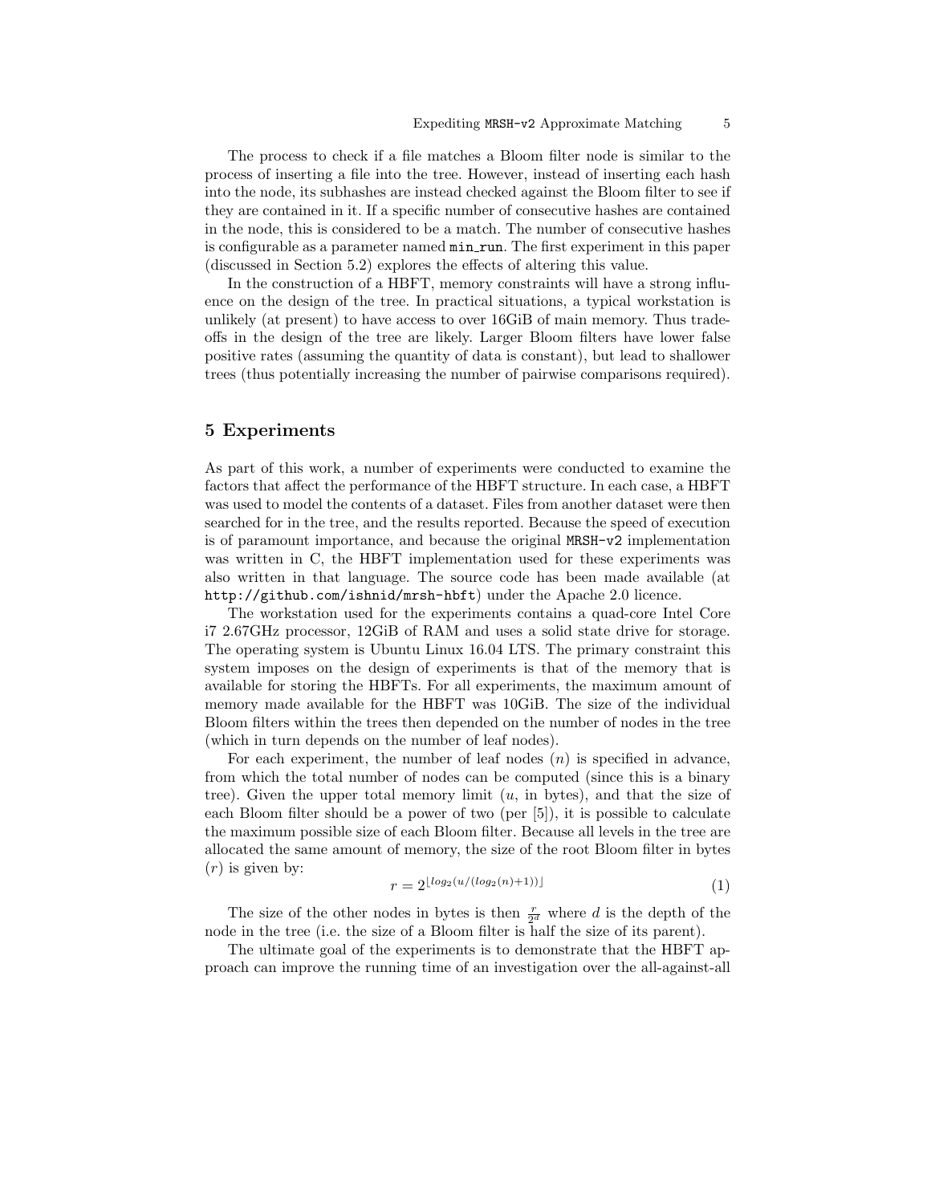The process to check if a file matches a Bloom filter node is similar to the process of inserting a file into the tree. However, instead of inserting each hash into the node, its subhashes are instead checked against the Bloom filter to see if they are contained in it. If a specific number of consecutive hashes are contained in the node, this is considered to be a match. The number of consecutive hashes is configurable as a parameter named `min_run`. The first experiment in this paper (discussed in Section 5.2) explores the effects of altering this value.

In the construction of a HBFT, memory constraints will have a strong influence on the design of the tree. In practical situations, a typical workstation is unlikely (at present) to have access to over 16GiB of main memory. Thus tradeoffs in the design of the tree are likely. Larger Bloom filters have lower false positive rates (assuming the quantity of data is constant), but lead to shallower trees (thus potentially increasing the number of pairwise comparisons required).

## 5 Experiments

As part of this work, a number of experiments were conducted to examine the factors that affect the performance of the HBFT structure. In each case, a HBFT was used to model the contents of a dataset. Files from another dataset were then searched for in the tree, and the results reported. Because the speed of execution is of paramount importance, and because the original `MRSH-v2` implementation was written in C, the HBFT implementation used for these experiments was also written in that language. The source code has been made available (at `http://github.com/ishnid/mrsh-hbft`) under the Apache 2.0 licence.

The workstation used for the experiments contains a quad-core Intel Core i7 2.67GHz processor, 12GiB of RAM and uses a solid state drive for storage. The operating system is Ubuntu Linux 16.04 LTS. The primary constraint this system imposes on the design of experiments is that of the memory that is available for storing the HBFTs. For all experiments, the maximum amount of memory made available for the HBFT was 10GiB. The size of the individual Bloom filters within the trees then depended on the number of nodes in the tree (which in turn depends on the number of leaf nodes).

For each experiment, the number of leaf nodes ($n$) is specified in advance, from which the total number of nodes can be computed (since this is a binary tree). Given the upper total memory limit ($u$, in bytes), and that the size of each Bloom filter should be a power of two (per [5]), it is possible to calculate the maximum possible size of each Bloom filter. Because all levels in the tree are allocated the same amount of memory, the size of the root Bloom filter in bytes ($r$) is given by:

$$r = 2^{\lfloor log_2(u/(log_2(n)+1)) \rfloor} \tag{1}$$

The size of the other nodes in bytes is then $\frac{r}{2^d}$ where $d$ is the depth of the node in the tree (i.e. the size of a Bloom filter is half the size of its parent).

The ultimate goal of the experiments is to demonstrate that the HBFT approach can improve the running time of an investigation over the all-against-all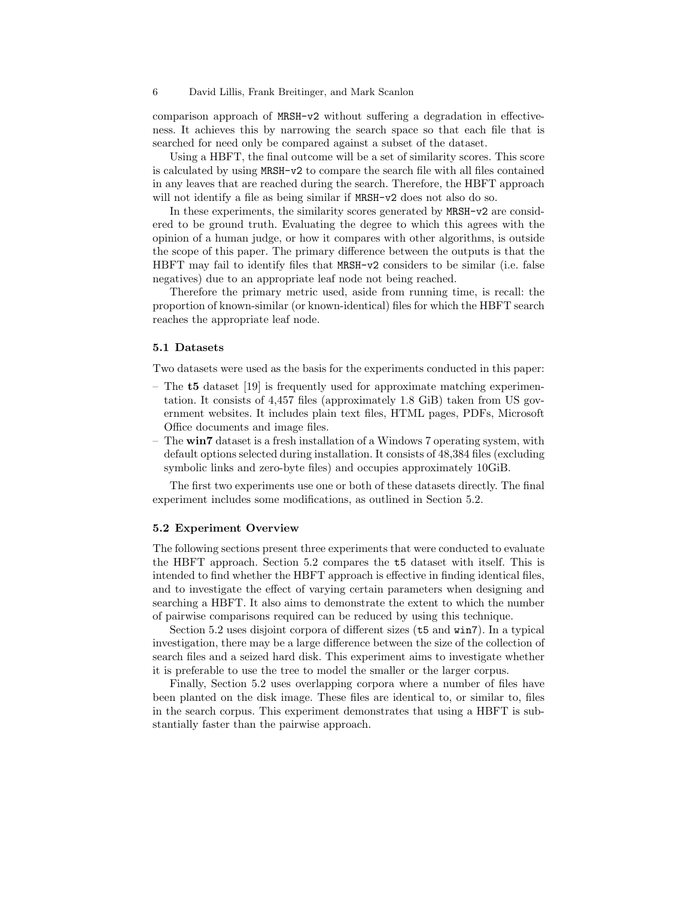comparison approach of `MRSH-v2` without suffering a degradation in effectiveness. It achieves this by narrowing the search space so that each file that is searched for need only be compared against a subset of the dataset.

Using a HBFT, the final outcome will be a set of similarity scores. This score is calculated by using `MRSH-v2` to compare the search file with all files contained in any leaves that are reached during the search. Therefore, the HBFT approach will not identify a file as being similar if `MRSH-v2` does not also do so.

In these experiments, the similarity scores generated by `MRSH-v2` are considered to be ground truth. Evaluating the degree to which this agrees with the opinion of a human judge, or how it compares with other algorithms, is outside the scope of this paper. The primary difference between the outputs is that the HBFT may fail to identify files that `MRSH-v2` considers to be similar (i.e. false negatives) due to an appropriate leaf node not being reached.

Therefore the primary metric used, aside from running time, is recall: the proportion of known-similar (or known-identical) files for which the HBFT search reaches the appropriate leaf node.

### 5.1 Datasets

Two datasets were used as the basis for the experiments conducted in this paper:

- The **t5** dataset [19] is frequently used for approximate matching experimentation. It consists of 4,457 files (approximately 1.8 GiB) taken from US government websites. It includes plain text files, HTML pages, PDFs, Microsoft Office documents and image files.
- The **win7** dataset is a fresh installation of a Windows 7 operating system, with default options selected during installation. It consists of 48,384 files (excluding symbolic links and zero-byte files) and occupies approximately 10GiB.

The first two experiments use one or both of these datasets directly. The final experiment includes some modifications, as outlined in Section 5.2.

### 5.2 Experiment Overview

The following sections present three experiments that were conducted to evaluate the HBFT approach. Section 5.2 compares the `t5` dataset with itself. This is intended to find whether the HBFT approach is effective in finding identical files, and to investigate the effect of varying certain parameters when designing and searching a HBFT. It also aims to demonstrate the extent to which the number of pairwise comparisons required can be reduced by using this technique.

Section 5.2 uses disjoint corpora of different sizes (`t5` and `win7`). In a typical investigation, there may be a large difference between the size of the collection of search files and a seized hard disk. This experiment aims to investigate whether it is preferable to use the tree to model the smaller or the larger corpus.

Finally, Section 5.2 uses overlapping corpora where a number of files have been planted on the disk image. These files are identical to, or similar to, files in the search corpus. This experiment demonstrates that using a HBFT is substantially faster than the pairwise approach.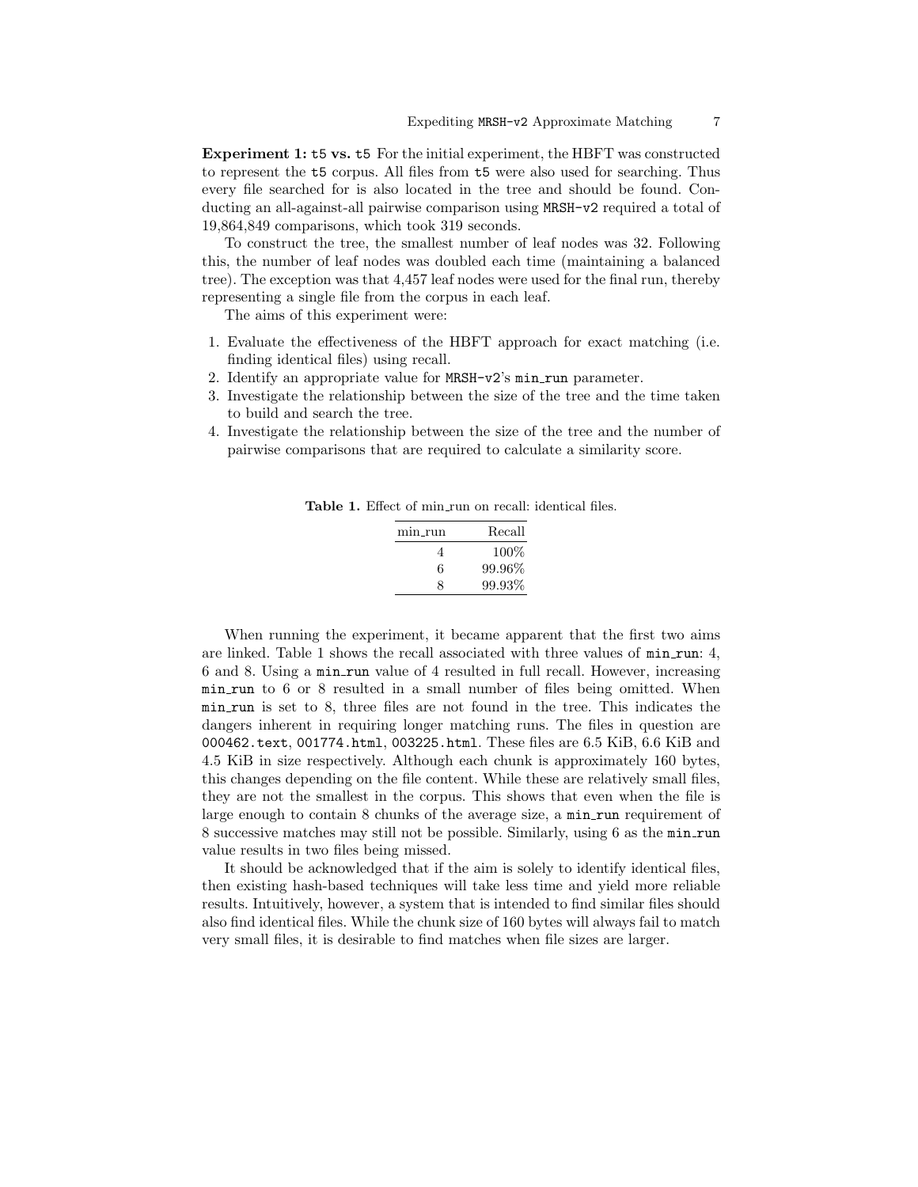**Experiment 1: `t5` vs. `t5`** For the initial experiment, the HBFT was constructed to represent the `t5` corpus. All files from `t5` were also used for searching. Thus every file searched for is also located in the tree and should be found. Conducting an all-against-all pairwise comparison using `MRSH-v2` required a total of 19,864,849 comparisons, which took 319 seconds.

To construct the tree, the smallest number of leaf nodes was 32. Following this, the number of leaf nodes was doubled each time (maintaining a balanced tree). The exception was that 4,457 leaf nodes were used for the final run, thereby representing a single file from the corpus in each leaf.

The aims of this experiment were:

1. Evaluate the effectiveness of the HBFT approach for exact matching (i.e. finding identical files) using recall.
2. Identify an appropriate value for `MRSH-v2`'s `min_run` parameter.
3. Investigate the relationship between the size of the tree and the time taken to build and search the tree.
4. Investigate the relationship between the size of the tree and the number of pairwise comparisons that are required to calculate a similarity score.

**Table 1.** Effect of min_run on recall: identical files.

| min_run | Recall |
|---:|---:|
| 4 | 100% |
| 6 | 99.96% |
| 8 | 99.93% |

When running the experiment, it became apparent that the first two aims are linked. Table 1 shows the recall associated with three values of `min_run`: 4, 6 and 8. Using a `min_run` value of 4 resulted in full recall. However, increasing `min_run` to 6 or 8 resulted in a small number of files being omitted. When `min_run` is set to 8, three files are not found in the tree. This indicates the dangers inherent in requiring longer matching runs. The files in question are `000462.text`, `001774.html`, `003225.html`. These files are 6.5 KiB, 6.6 KiB and 4.5 KiB in size respectively. Although each chunk is approximately 160 bytes, this changes depending on the file content. While these are relatively small files, they are not the smallest in the corpus. This shows that even when the file is large enough to contain 8 chunks of the average size, a `min_run` requirement of 8 successive matches may still not be possible. Similarly, using 6 as the `min_run` value results in two files being missed.

It should be acknowledged that if the aim is solely to identify identical files, then existing hash-based techniques will take less time and yield more reliable results. Intuitively, however, a system that is intended to find similar files should also find identical files. While the chunk size of 160 bytes will always fail to match very small files, it is desirable to find matches when file sizes are larger.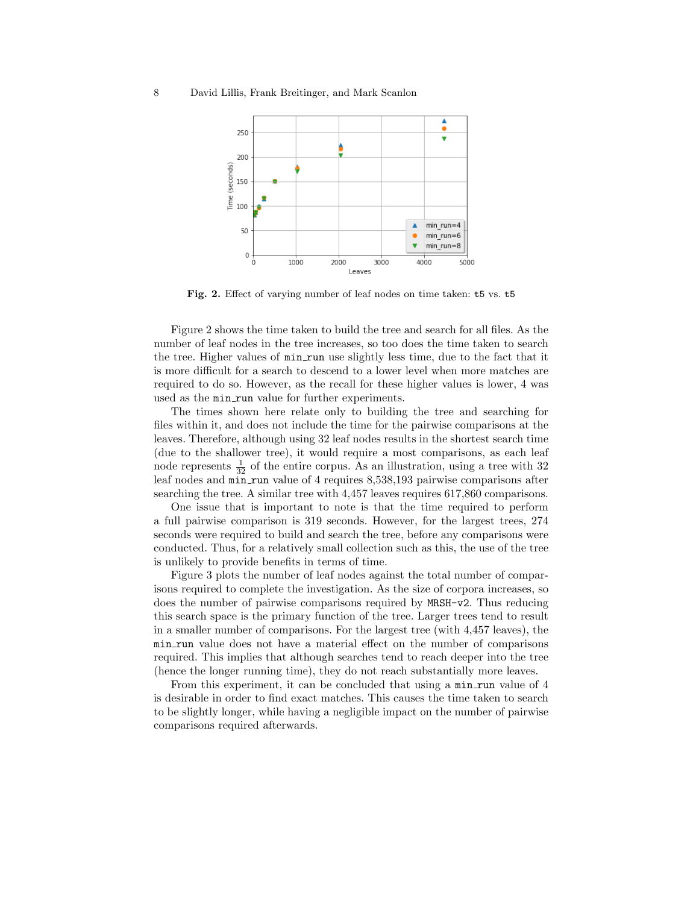**Fig. 2.** Effect of varying number of leaf nodes on time taken: `t5` vs. `t5`

Figure 2 shows the time taken to build the tree and search for all files. As the number of leaf nodes in the tree increases, so too does the time taken to search the tree. Higher values of `min_run` use slightly less time, due to the fact that it is more difficult for a search to descend to a lower level when more matches are required to do so. However, as the recall for these higher values is lower, 4 was used as the `min_run` value for further experiments.

The times shown here relate only to building the tree and searching for files within it, and does not include the time for the pairwise comparisons at the leaves. Therefore, although using 32 leaf nodes results in the shortest search time (due to the shallower tree), it would require a most comparisons, as each leaf node represents $\frac{1}{32}$ of the entire corpus. As an illustration, using a tree with 32 leaf nodes and `min_run` value of 4 requires 8,538,193 pairwise comparisons after searching the tree. A similar tree with 4,457 leaves requires 617,860 comparisons.

One issue that is important to note is that the time required to perform a full pairwise comparison is 319 seconds. However, for the largest trees, 274 seconds were required to build and search the tree, before any comparisons were conducted. Thus, for a relatively small collection such as this, the use of the tree is unlikely to provide benefits in terms of time.

Figure 3 plots the number of leaf nodes against the total number of comparisons required to complete the investigation. As the size of corpora increases, so does the number of pairwise comparisons required by `MRSH-v2`. Thus reducing this search space is the primary function of the tree. Larger trees tend to result in a smaller number of comparisons. For the largest tree (with 4,457 leaves), the `min_run` value does not have a material effect on the number of comparisons required. This implies that although searches tend to reach deeper into the tree (hence the longer running time), they do not reach substantially more leaves.

From this experiment, it can be concluded that using a `min_run` value of 4 is desirable in order to find exact matches. This causes the time taken to search to be slightly longer, while having a negligible impact on the number of pairwise comparisons required afterwards.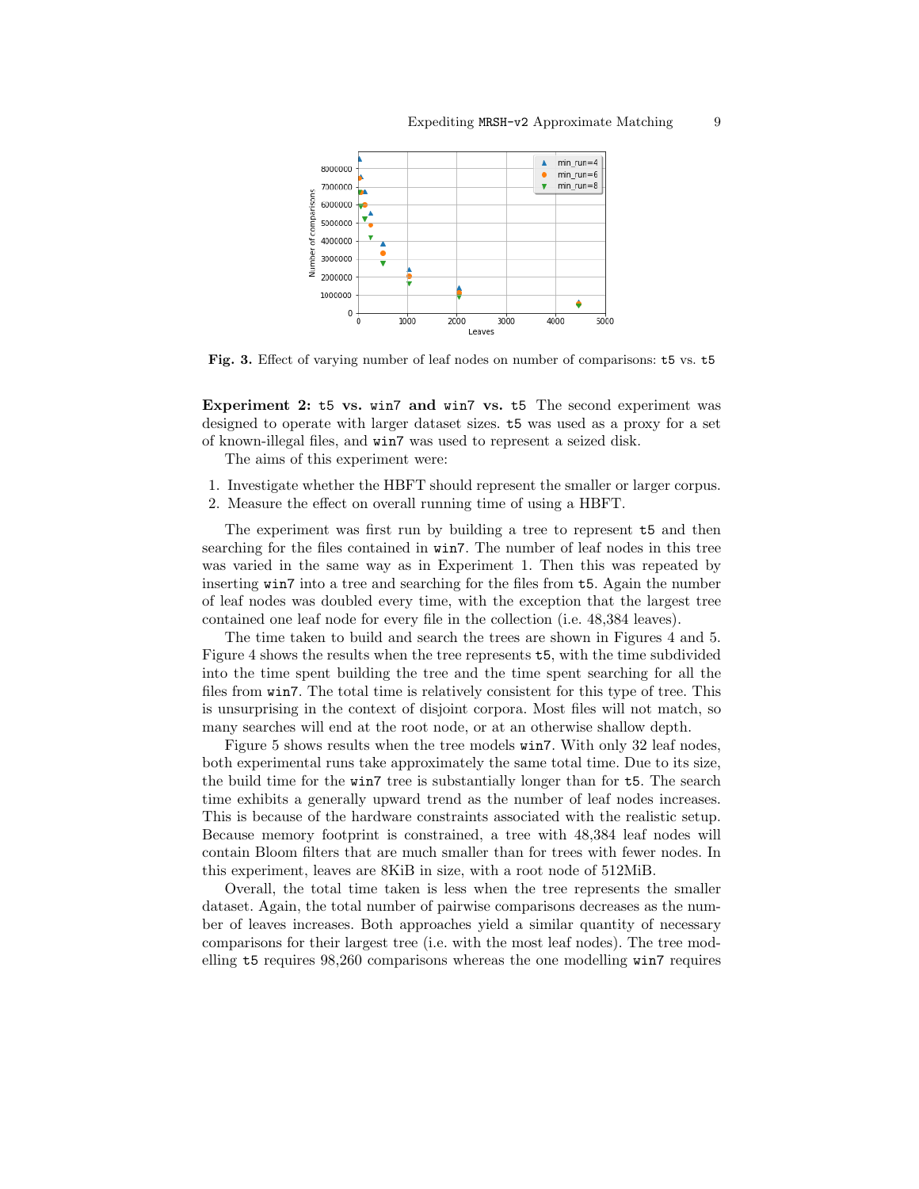**Fig. 3.** Effect of varying number of leaf nodes on number of comparisons: `t5` vs. `t5`

**Experiment 2: `t5` vs. `win7` and `win7` vs. `t5`** The second experiment was designed to operate with larger dataset sizes. `t5` was used as a proxy for a set of known-illegal files, and `win7` was used to represent a seized disk.

The aims of this experiment were:

1. Investigate whether the HBFT should represent the smaller or larger corpus.
2. Measure the effect on overall running time of using a HBFT.

The experiment was first run by building a tree to represent `t5` and then searching for the files contained in `win7`. The number of leaf nodes in this tree was varied in the same way as in Experiment 1. Then this was repeated by inserting `win7` into a tree and searching for the files from `t5`. Again the number of leaf nodes was doubled every time, with the exception that the largest tree contained one leaf node for every file in the collection (i.e. 48,384 leaves).

The time taken to build and search the trees are shown in Figures 4 and 5. Figure 4 shows the results when the tree represents `t5`, with the time subdivided into the time spent building the tree and the time spent searching for all the files from `win7`. The total time is relatively consistent for this type of tree. This is unsurprising in the context of disjoint corpora. Most files will not match, so many searches will end at the root node, or at an otherwise shallow depth.

Figure 5 shows results when the tree models `win7`. With only 32 leaf nodes, both experimental runs take approximately the same total time. Due to its size, the build time for the `win7` tree is substantially longer than for `t5`. The search time exhibits a generally upward trend as the number of leaf nodes increases. This is because of the hardware constraints associated with the realistic setup. Because memory footprint is constrained, a tree with 48,384 leaf nodes will contain Bloom filters that are much smaller than for trees with fewer nodes. In this experiment, leaves are 8KiB in size, with a root node of 512MiB.

Overall, the total time taken is less when the tree represents the smaller dataset. Again, the total number of pairwise comparisons decreases as the number of leaves increases. Both approaches yield a similar quantity of necessary comparisons for their largest tree (i.e. with the most leaf nodes). The tree modelling `t5` requires 98,260 comparisons whereas the one modelling `win7` requires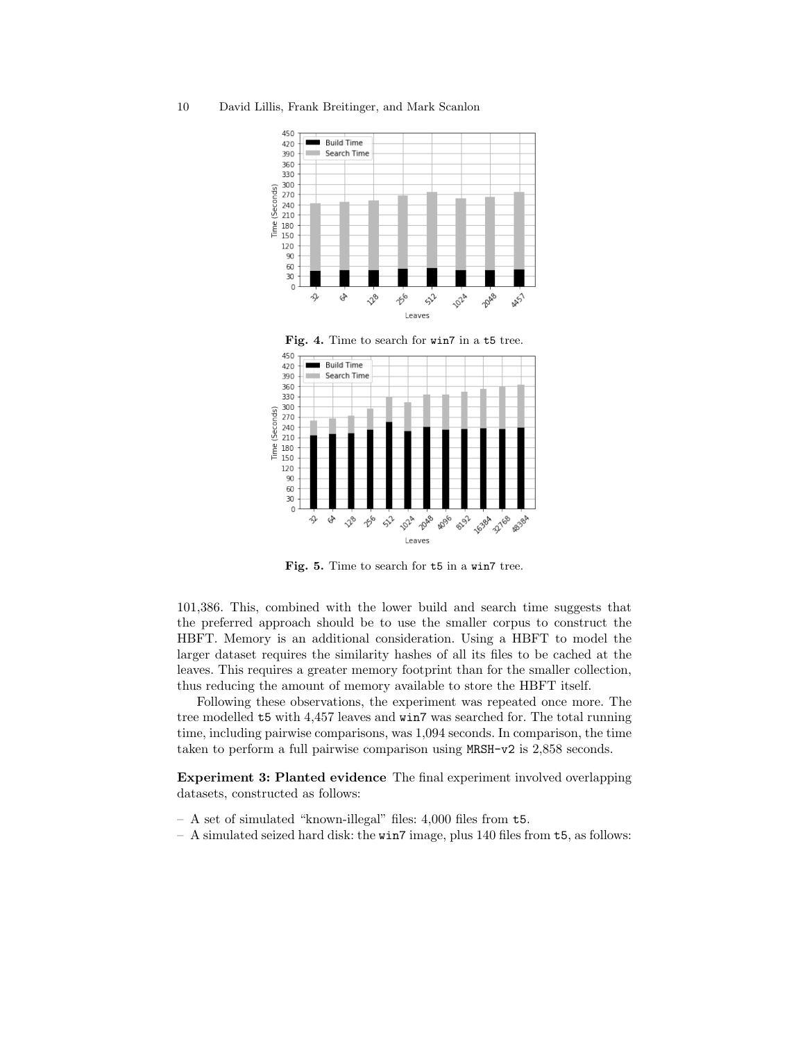**Fig. 4.** Time to search for `win7` in a `t5` tree.

**Fig. 5.** Time to search for `t5` in a `win7` tree.

101,386. This, combined with the lower build and search time suggests that the preferred approach should be to use the smaller corpus to construct the HBFT. Memory is an additional consideration. Using a HBFT to model the larger dataset requires the similarity hashes of all its files to be cached at the leaves. This requires a greater memory footprint than for the smaller collection, thus reducing the amount of memory available to store the HBFT itself.

Following these observations, the experiment was repeated once more. The tree modelled `t5` with 4,457 leaves and `win7` was searched for. The total running time, including pairwise comparisons, was 1,094 seconds. In comparison, the time taken to perform a full pairwise comparison using `MRSH-v2` is 2,858 seconds.

**Experiment 3: Planted evidence** The final experiment involved overlapping datasets, constructed as follows:

- A set of simulated "known-illegal" files: 4,000 files from `t5`.
- A simulated seized hard disk: the `win7` image, plus 140 files from `t5`, as follows: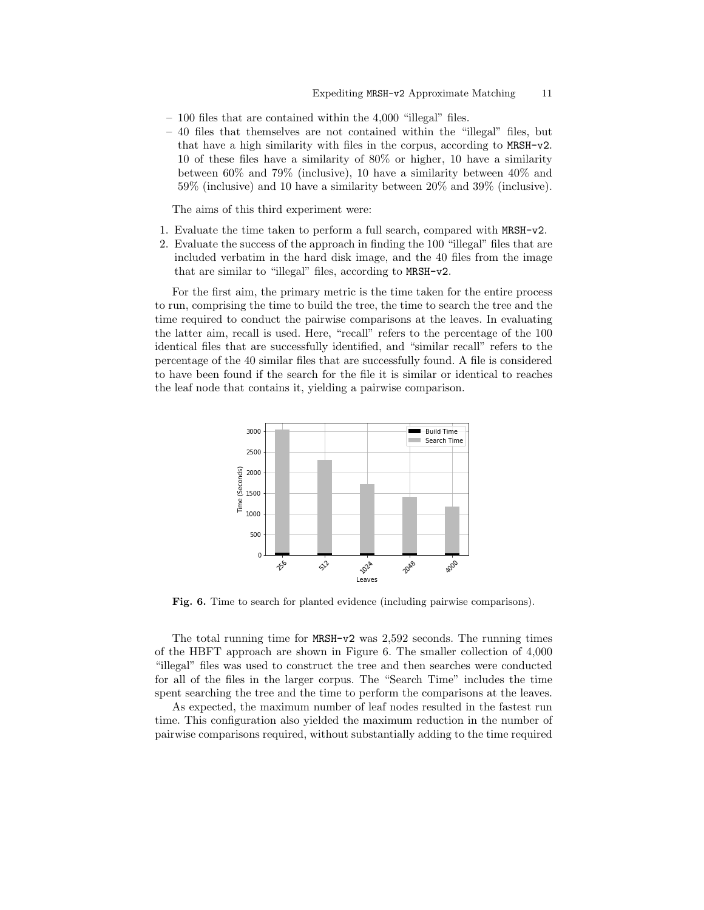- 100 files that are contained within the 4,000 "illegal" files.
- 40 files that themselves are not contained within the "illegal" files, but that have a high similarity with files in the corpus, according to MRSH-v2. 10 of these files have a similarity of 80% or higher, 10 have a similarity between 60% and 79% (inclusive), 10 have a similarity between 40% and 59% (inclusive) and 10 have a similarity between 20% and 39% (inclusive).

The aims of this third experiment were:

1. Evaluate the time taken to perform a full search, compared with MRSH-v2.
2. Evaluate the success of the approach in finding the 100 "illegal" files that are included verbatim in the hard disk image, and the 40 files from the image that are similar to "illegal" files, according to MRSH-v2.

For the first aim, the primary metric is the time taken for the entire process to run, comprising the time to build the tree, the time to search the tree and the time required to conduct the pairwise comparisons at the leaves. In evaluating the latter aim, recall is used. Here, "recall" refers to the percentage of the 100 identical files that are successfully identified, and "similar recall" refers to the percentage of the 40 similar files that are successfully found. A file is considered to have been found if the search for the file it is similar or identical to reaches the leaf node that contains it, yielding a pairwise comparison.

**Fig. 6.** Time to search for planted evidence (including pairwise comparisons).

The total running time for MRSH-v2 was 2,592 seconds. The running times of the HBFT approach are shown in Figure 6. The smaller collection of 4,000 "illegal" files was used to construct the tree and then searches were conducted for all of the files in the larger corpus. The "Search Time" includes the time spent searching the tree and the time to perform the comparisons at the leaves.

As expected, the maximum number of leaf nodes resulted in the fastest run time. This configuration also yielded the maximum reduction in the number of pairwise comparisons required, without substantially adding to the time required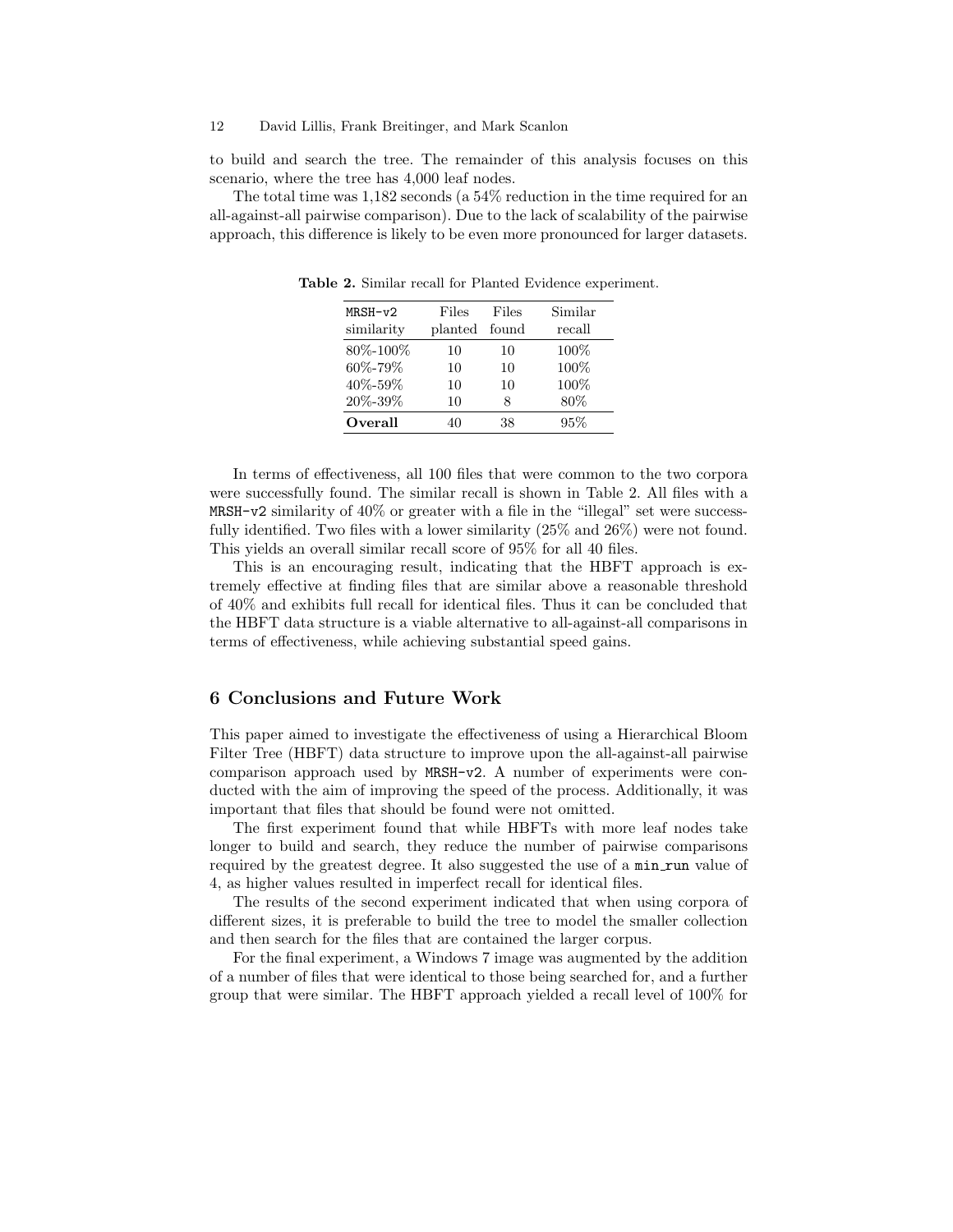to build and search the tree. The remainder of this analysis focuses on this scenario, where the tree has 4,000 leaf nodes.

The total time was 1,182 seconds (a 54% reduction in the time required for an all-against-all pairwise comparison). Due to the lack of scalability of the pairwise approach, this difference is likely to be even more pronounced for larger datasets.

**Table 2.** Similar recall for Planted Evidence experiment.

| MRSH-v2 similarity | Files planted | Files found | Similar recall |
|---|---|---|---|
| 80%-100% | 10 | 10 | 100% |
| 60%-79% | 10 | 10 | 100% |
| 40%-59% | 10 | 10 | 100% |
| 20%-39% | 10 | 8 | 80% |
| **Overall** | 40 | 38 | 95% |

In terms of effectiveness, all 100 files that were common to the two corpora were successfully found. The similar recall is shown in Table 2. All files with a MRSH-v2 similarity of 40% or greater with a file in the "illegal" set were successfully identified. Two files with a lower similarity (25% and 26%) were not found. This yields an overall similar recall score of 95% for all 40 files.

This is an encouraging result, indicating that the HBFT approach is extremely effective at finding files that are similar above a reasonable threshold of 40% and exhibits full recall for identical files. Thus it can be concluded that the HBFT data structure is a viable alternative to all-against-all comparisons in terms of effectiveness, while achieving substantial speed gains.

## 6 Conclusions and Future Work

This paper aimed to investigate the effectiveness of using a Hierarchical Bloom Filter Tree (HBFT) data structure to improve upon the all-against-all pairwise comparison approach used by MRSH-v2. A number of experiments were conducted with the aim of improving the speed of the process. Additionally, it was important that files that should be found were not omitted.

The first experiment found that while HBFTs with more leaf nodes take longer to build and search, they reduce the number of pairwise comparisons required by the greatest degree. It also suggested the use of a min_run value of 4, as higher values resulted in imperfect recall for identical files.

The results of the second experiment indicated that when using corpora of different sizes, it is preferable to build the tree to model the smaller collection and then search for the files that are contained the larger corpus.

For the final experiment, a Windows 7 image was augmented by the addition of a number of files that were identical to those being searched for, and a further group that were similar. The HBFT approach yielded a recall level of 100% for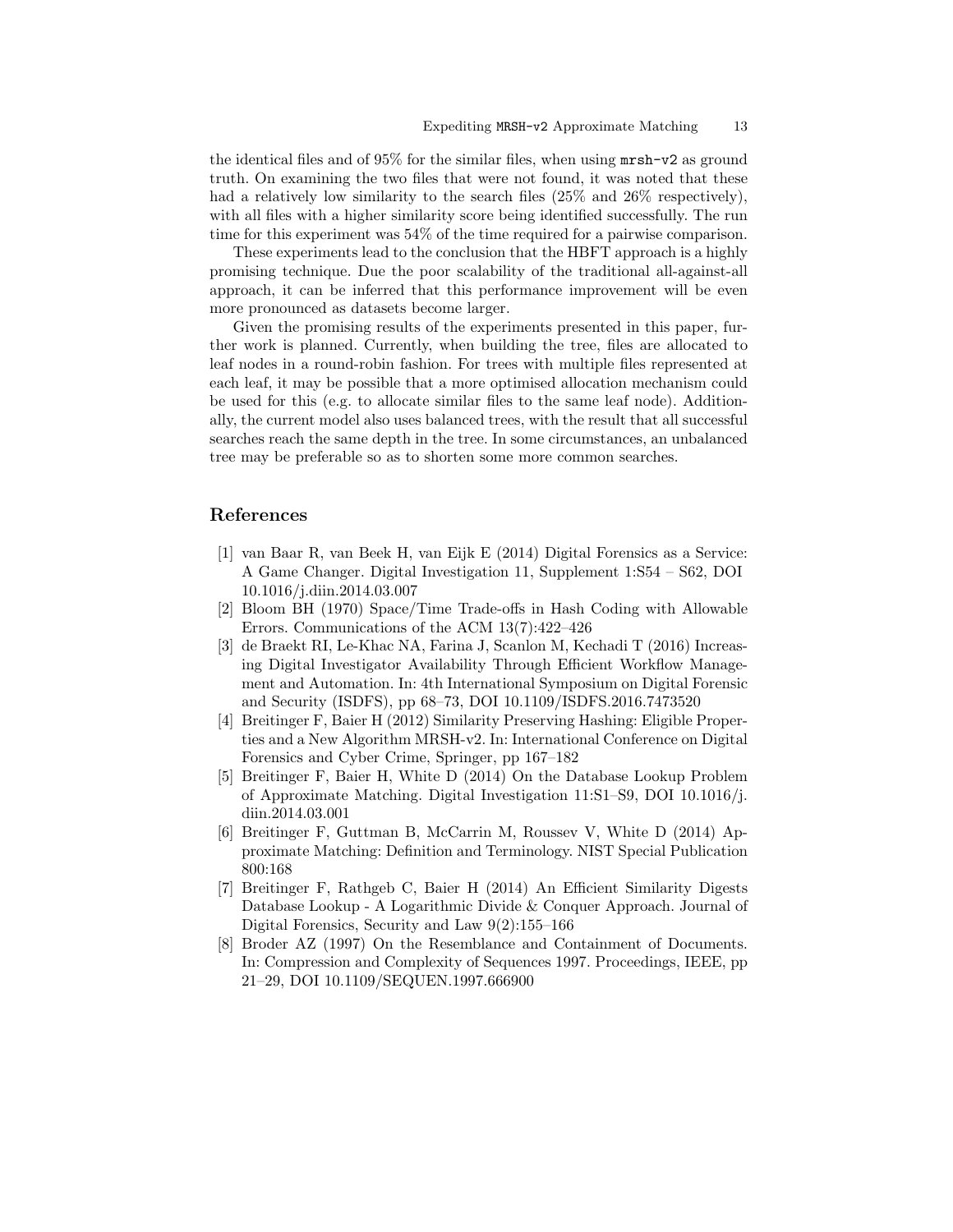the identical files and of 95% for the similar files, when using `mrsh-v2` as ground truth. On examining the two files that were not found, it was noted that these had a relatively low similarity to the search files (25% and 26% respectively), with all files with a higher similarity score being identified successfully. The run time for this experiment was 54% of the time required for a pairwise comparison.

These experiments lead to the conclusion that the HBFT approach is a highly promising technique. Due the poor scalability of the traditional all-against-all approach, it can be inferred that this performance improvement will be even more pronounced as datasets become larger.

Given the promising results of the experiments presented in this paper, further work is planned. Currently, when building the tree, files are allocated to leaf nodes in a round-robin fashion. For trees with multiple files represented at each leaf, it may be possible that a more optimised allocation mechanism could be used for this (e.g. to allocate similar files to the same leaf node). Additionally, the current model also uses balanced trees, with the result that all successful searches reach the same depth in the tree. In some circumstances, an unbalanced tree may be preferable so as to shorten some more common searches.

## References

[1] van Baar R, van Beek H, van Eijk E (2014) Digital Forensics as a Service: A Game Changer. Digital Investigation 11, Supplement 1:S54 – S62, DOI 10.1016/j.diin.2014.03.007

[2] Bloom BH (1970) Space/Time Trade-offs in Hash Coding with Allowable Errors. Communications of the ACM 13(7):422–426

[3] de Braekt RI, Le-Khac NA, Farina J, Scanlon M, Kechadi T (2016) Increasing Digital Investigator Availability Through Efficient Workflow Management and Automation. In: 4th International Symposium on Digital Forensic and Security (ISDFS), pp 68–73, DOI 10.1109/ISDFS.2016.7473520

[4] Breitinger F, Baier H (2012) Similarity Preserving Hashing: Eligible Properties and a New Algorithm MRSH-v2. In: International Conference on Digital Forensics and Cyber Crime, Springer, pp 167–182

[5] Breitinger F, Baier H, White D (2014) On the Database Lookup Problem of Approximate Matching. Digital Investigation 11:S1–S9, DOI 10.1016/j.diin.2014.03.001

[6] Breitinger F, Guttman B, McCarrin M, Roussev V, White D (2014) Approximate Matching: Definition and Terminology. NIST Special Publication 800:168

[7] Breitinger F, Rathgeb C, Baier H (2014) An Efficient Similarity Digests Database Lookup - A Logarithmic Divide & Conquer Approach. Journal of Digital Forensics, Security and Law 9(2):155–166

[8] Broder AZ (1997) On the Resemblance and Containment of Documents. In: Compression and Complexity of Sequences 1997. Proceedings, IEEE, pp 21–29, DOI 10.1109/SEQUEN.1997.666900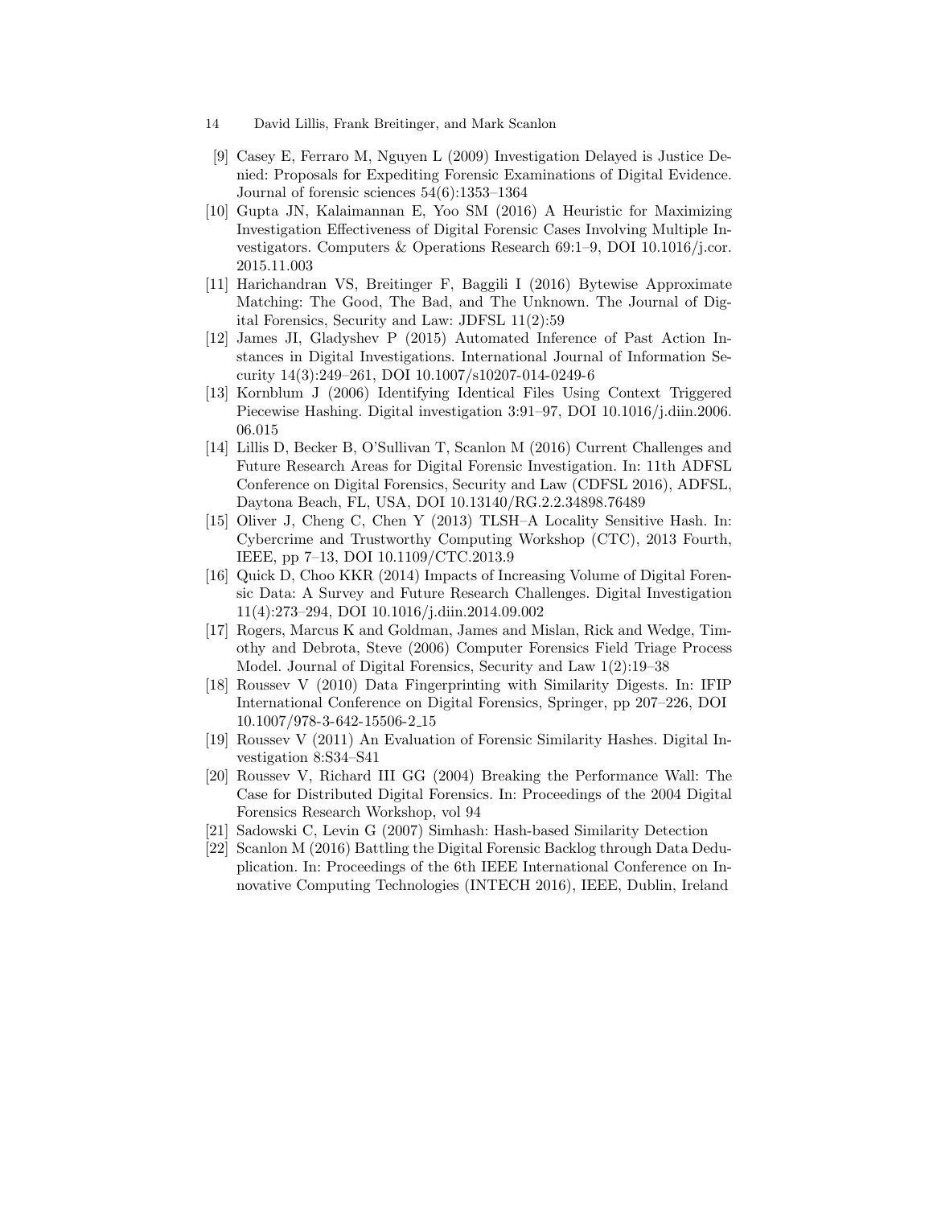[9] Casey E, Ferraro M, Nguyen L (2009) Investigation Delayed is Justice Denied: Proposals for Expediting Forensic Examinations of Digital Evidence. Journal of forensic sciences 54(6):1353–1364

[10] Gupta JN, Kalaimannan E, Yoo SM (2016) A Heuristic for Maximizing Investigation Effectiveness of Digital Forensic Cases Involving Multiple Investigators. Computers & Operations Research 69:1–9, DOI 10.1016/j.cor.2015.11.003

[11] Harichandran VS, Breitinger F, Baggili I (2016) Bytewise Approximate Matching: The Good, The Bad, and The Unknown. The Journal of Digital Forensics, Security and Law: JDFSL 11(2):59

[12] James JI, Gladyshev P (2015) Automated Inference of Past Action Instances in Digital Investigations. International Journal of Information Security 14(3):249–261, DOI 10.1007/s10207-014-0249-6

[13] Kornblum J (2006) Identifying Identical Files Using Context Triggered Piecewise Hashing. Digital investigation 3:91–97, DOI 10.1016/j.diin.2006.06.015

[14] Lillis D, Becker B, O'Sullivan T, Scanlon M (2016) Current Challenges and Future Research Areas for Digital Forensic Investigation. In: 11th ADFSL Conference on Digital Forensics, Security and Law (CDFSL 2016), ADFSL, Daytona Beach, FL, USA, DOI 10.13140/RG.2.2.34898.76489

[15] Oliver J, Cheng C, Chen Y (2013) TLSH–A Locality Sensitive Hash. In: Cybercrime and Trustworthy Computing Workshop (CTC), 2013 Fourth, IEEE, pp 7–13, DOI 10.1109/CTC.2013.9

[16] Quick D, Choo KKR (2014) Impacts of Increasing Volume of Digital Forensic Data: A Survey and Future Research Challenges. Digital Investigation 11(4):273–294, DOI 10.1016/j.diin.2014.09.002

[17] Rogers, Marcus K and Goldman, James and Mislan, Rick and Wedge, Timothy and Debrota, Steve (2006) Computer Forensics Field Triage Process Model. Journal of Digital Forensics, Security and Law 1(2):19–38

[18] Roussev V (2010) Data Fingerprinting with Similarity Digests. In: IFIP International Conference on Digital Forensics, Springer, pp 207–226, DOI 10.1007/978-3-642-15506-2_15

[19] Roussev V (2011) An Evaluation of Forensic Similarity Hashes. Digital Investigation 8:S34–S41

[20] Roussev V, Richard III GG (2004) Breaking the Performance Wall: The Case for Distributed Digital Forensics. In: Proceedings of the 2004 Digital Forensics Research Workshop, vol 94

[21] Sadowski C, Levin G (2007) Simhash: Hash-based Similarity Detection

[22] Scanlon M (2016) Battling the Digital Forensic Backlog through Data Deduplication. In: Proceedings of the 6th IEEE International Conference on Innovative Computing Technologies (INTECH 2016), IEEE, Dublin, Ireland